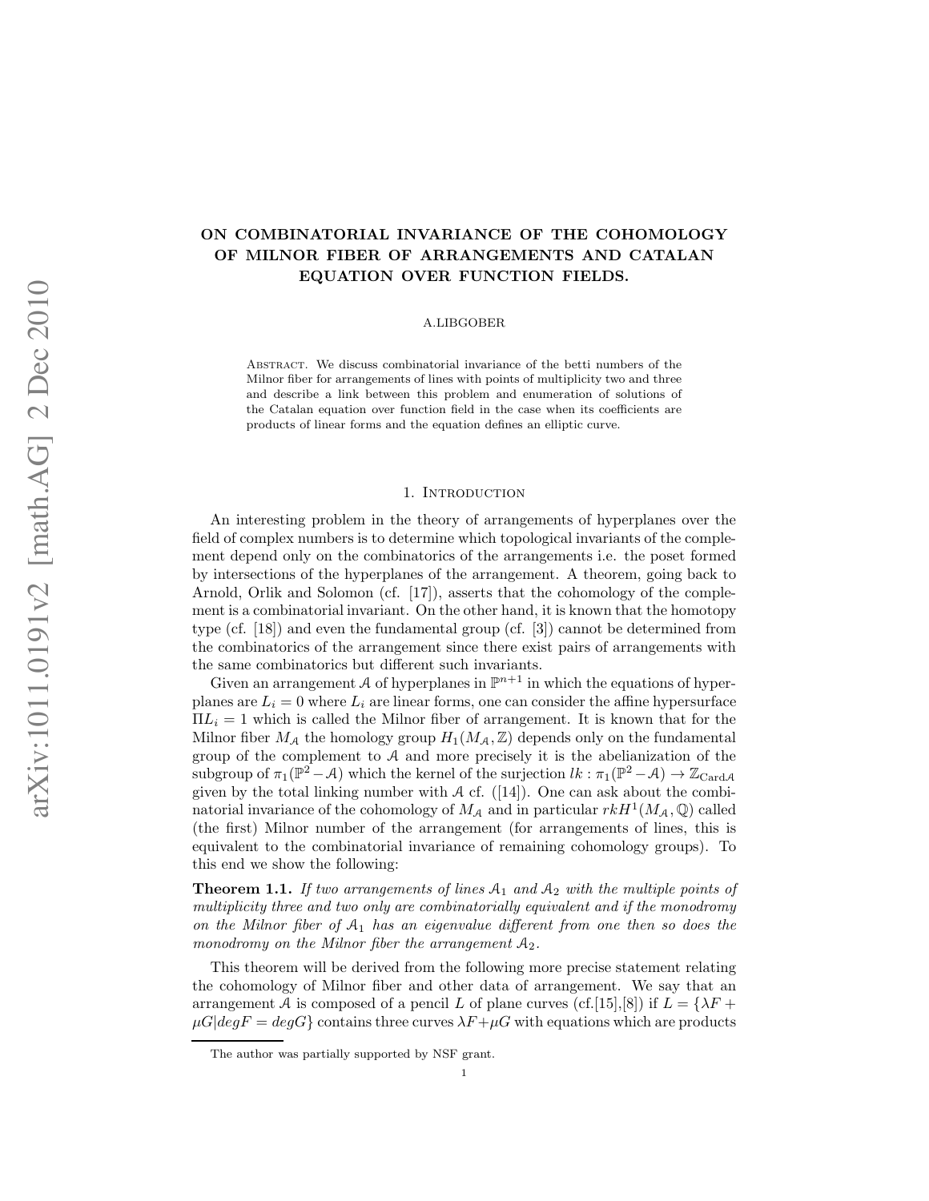# ON COMBINATORIAL INVARIANCE OF THE COHOMOLOGY OF MILNOR FIBER OF ARRANGEMENTS AND CATALAN EQUATION OVER FUNCTION FIELDS.

A.LIBGOBER

Abstract. We discuss combinatorial invariance of the betti numbers of the Milnor fiber for arrangements of lines with points of multiplicity two and three and describe a link between this problem and enumeration of solutions of the Catalan equation over function field in the case when its coefficients are products of linear forms and the equation defines an elliptic curve.

## 1. Introduction

An interesting problem in the theory of arrangements of hyperplanes over the field of complex numbers is to determine which topological invariants of the complement depend only on the combinatorics of the arrangements i.e. the poset formed by intersections of the hyperplanes of the arrangement. A theorem, going back to Arnold, Orlik and Solomon (cf. [17]), asserts that the cohomology of the complement is a combinatorial invariant. On the other hand, it is known that the homotopy type (cf. [18]) and even the fundamental group (cf. [3]) cannot be determined from the combinatorics of the arrangement since there exist pairs of arrangements with the same combinatorics but different such invariants.

Given an arrangement $\mathcal{A}$ of hyperplanes in $\mathbb{P}^{n+1}$ in which the equations of hyperplanes are $L_i = 0$ where $L_i$ are linear forms, one can consider the affine hypersurface $\Pi L_i = 1$ which is called the Milnor fiber of arrangement. It is known that for the Milnor fiber $M_{\mathcal{A}}$ the homology group $H_1(M_{\mathcal{A}}, \mathbb{Z})$ depends only on the fundamental group of the complement to $\mathcal{A}$ and more precisely it is the abelianization of the subgroup of $\pi_1(\mathbb{P}^2 - \mathcal{A})$ which the kernel of the surjection $lk : \pi_1(\mathbb{P}^2 - \mathcal{A}) \to \mathbb{Z}_{\text{Card}\mathcal{A}}$ given by the total linking number with $\mathcal{A}$ cf. ([14]). One can ask about the combinatorial invariance of the cohomology of $M_{\mathcal{A}}$ and in particular $rkH^1(M_{\mathcal{A}}, \mathbb{Q})$ called (the first) Milnor number of the arrangement (for arrangements of lines, this is equivalent to the combinatorial invariance of remaining cohomology groups). To this end we show the following:

**Theorem 1.1.** *If two arrangements of lines $\mathcal{A}_1$ and $\mathcal{A}_2$ with the multiple points of multiplicity three and two only are combinatorially equivalent and if the monodromy on the Milnor fiber of $\mathcal{A}_1$ has an eigenvalue different from one then so does the monodromy on the Milnor fiber the arrangement $\mathcal{A}_2$.*

This theorem will be derived from the following more precise statement relating the cohomology of Milnor fiber and other data of arrangement. We say that an arrangement $\mathcal{A}$ is composed of a pencil $L$ of plane curves (cf.[15],[8]) if $L = \{\lambda F + \mu G | degF = degG\}$ contains three curves $\lambda F + \mu G$ with equations which are products

The author was partially supported by NSF grant.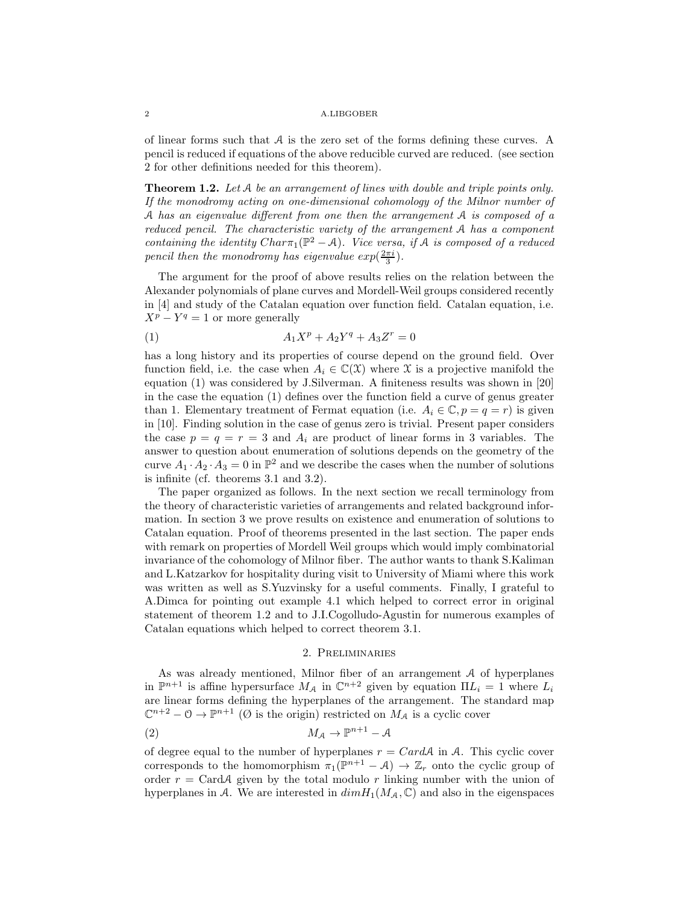of linear forms such that $\mathcal{A}$ is the zero set of the forms defining these curves. A pencil is reduced if equations of the above reducible curved are reduced. (see section 2 for other definitions needed for this theorem).

**Theorem 1.2.** *Let $\mathcal{A}$ be an arrangement of lines with double and triple points only. If the monodromy acting on one-dimensional cohomology of the Milnor number of $\mathcal{A}$ has an eigenvalue different from one then the arrangement $\mathcal{A}$ is composed of a reduced pencil. The characteristic variety of the arrangement $\mathcal{A}$ has a component containing the identity $Char\pi_1(\mathbb{P}^2 - \mathcal{A})$. Vice versa, if $\mathcal{A}$ is composed of a reduced pencil then the monodromy has eigenvalue $exp(\frac{2\pi i}{3})$.*

The argument for the proof of above results relies on the relation between the Alexander polynomials of plane curves and Mordell-Weil groups considered recently in [4] and study of the Catalan equation over function field. Catalan equation, i.e. $X^p - Y^q = 1$ or more generally

$$A_1X^p + A_2Y^q + A_3Z^r = 0 \tag{1}$$

has a long history and its properties of course depend on the ground field. Over function field, i.e. the case when $A_i \in \mathbb{C}(\mathfrak{X})$ where $\mathfrak{X}$ is a projective manifold the equation (1) was considered by J.Silverman. A finiteness results was shown in [20] in the case the equation (1) defines over the function field a curve of genus greater than 1. Elementary treatment of Fermat equation (i.e. $A_i \in \mathbb{C}, p = q = r$) is given in [10]. Finding solution in the case of genus zero is trivial. Present paper considers the case $p = q = r = 3$ and $A_i$ are product of linear forms in 3 variables. The answer to question about enumeration of solutions depends on the geometry of the curve $A_1 \cdot A_2 \cdot A_3 = 0$ in $\mathbb{P}^2$ and we describe the cases when the number of solutions is infinite (cf. theorems 3.1 and 3.2).

The paper organized as follows. In the next section we recall terminology from the theory of characteristic varieties of arrangements and related background information. In section 3 we prove results on existence and enumeration of solutions to Catalan equation. Proof of theorems presented in the last section. The paper ends with remark on properties of Mordell Weil groups which would imply combinatorial invariance of the cohomology of Milnor fiber. The author wants to thank S.Kaliman and L.Katzarkov for hospitality during visit to University of Miami where this work was written as well as S.Yuzvinsky for a useful comments. Finally, I grateful to A.Dimca for pointing out example 4.1 which helped to correct error in original statement of theorem 1.2 and to J.I.Cogolludo-Agustin for numerous examples of Catalan equations which helped to correct theorem 3.1.

## 2. Preliminaries

As was already mentioned, Milnor fiber of an arrangement $\mathcal{A}$ of hyperplanes in $\mathbb{P}^{n+1}$ is affine hypersurface $M_{\mathcal{A}}$ in $\mathbb{C}^{n+2}$ given by equation $\Pi L_i = 1$ where $L_i$ are linear forms defining the hyperplanes of the arrangement. The standard map $\mathbb{C}^{n+2} - \mathcal{O} \to \mathbb{P}^{n+1}$ ($\emptyset$ is the origin) restricted on $M_{\mathcal{A}}$ is a cyclic cover

$$M_{\mathcal{A}} \to \mathbb{P}^{n+1} - \mathcal{A} \tag{2}$$

of degree equal to the number of hyperplanes $r = Card\mathcal{A}$ in $\mathcal{A}$. This cyclic cover corresponds to the homomorphism $\pi_1(\mathbb{P}^{n+1} - \mathcal{A}) \to \mathbb{Z}_r$ onto the cyclic group of order $r = \text{Card}\mathcal{A}$ given by the total modulo $r$ linking number with the union of hyperplanes in $\mathcal{A}$. We are interested in $dimH_1(M_{\mathcal{A}}, \mathbb{C})$ and also in the eigenspaces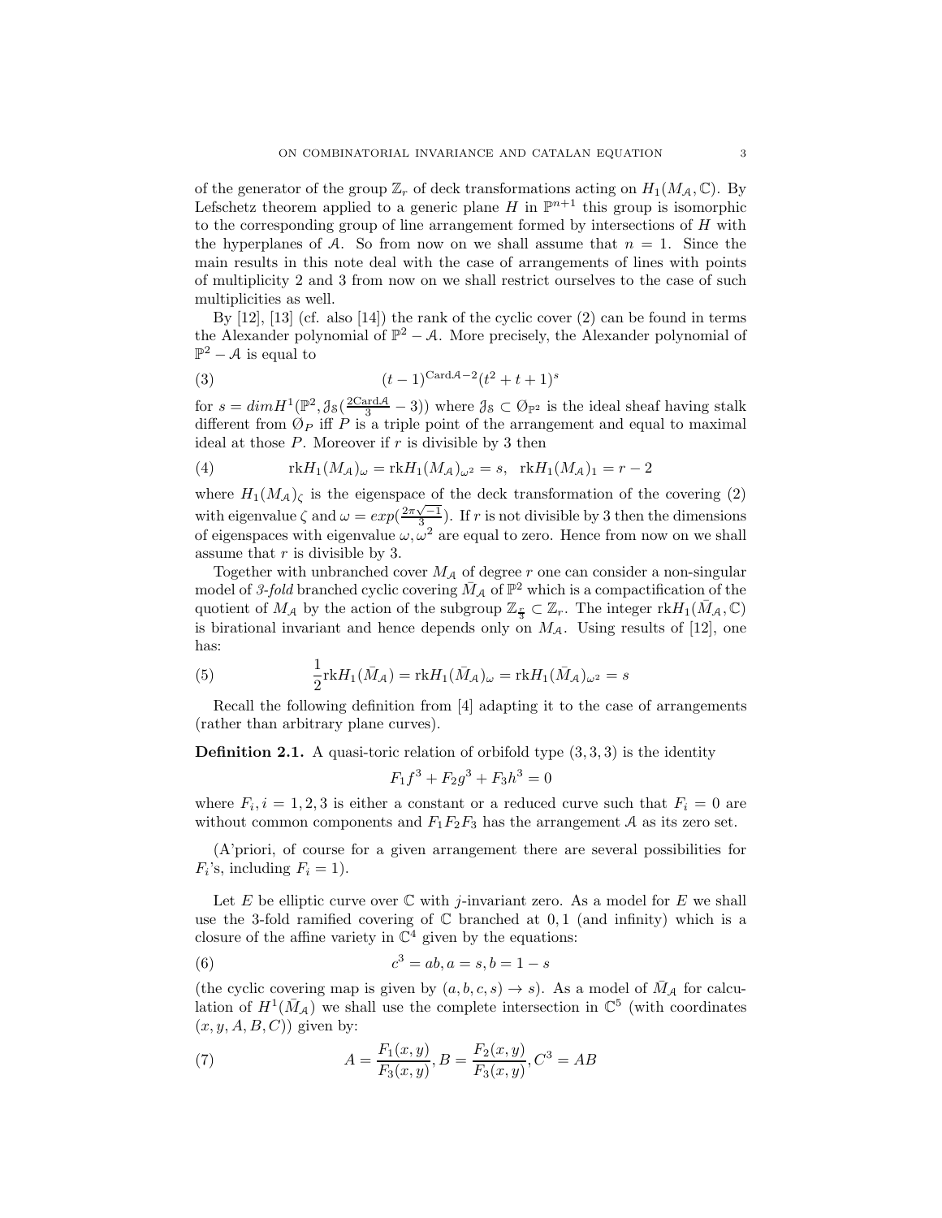of the generator of the group $\mathbb{Z}_r$ of deck transformations acting on $H_1(M_{\mathcal{A}}, \mathbb{C})$. By Lefschetz theorem applied to a generic plane $H$ in $\mathbb{P}^{n+1}$ this group is isomorphic to the corresponding group of line arrangement formed by intersections of $H$ with the hyperplanes of $\mathcal{A}$. So from now on we shall assume that $n = 1$. Since the main results in this note deal with the case of arrangements of lines with points of multiplicity 2 and 3 from now on we shall restrict ourselves to the case of such multiplicities as well.

By [12], [13] (cf. also [14]) the rank of the cyclic cover (2) can be found in terms the Alexander polynomial of $\mathbb{P}^2 - \mathcal{A}$. More precisely, the Alexander polynomial of $\mathbb{P}^2 - \mathcal{A}$ is equal to

$$(t-1)^{\mathrm{Card}\mathcal{A}-2}(t^2+t+1)^s \tag{3}$$

for $s = dim H^1(\mathbb{P}^2, \mathcal{J}_{\mathbb{S}}(\frac{2\mathrm{Card}\mathcal{A}}{3} - 3))$ where $\mathcal{J}_{\mathbb{S}} \subset \mathcal{O}_{\mathbb{P}^2}$ is the ideal sheaf having stalk different from $\mathcal{O}_P$ iff $P$ is a triple point of the arrangement and equal to maximal ideal at those $P$. Moreover if $r$ is divisible by 3 then

$$\mathrm{rk} H_1(M_{\mathcal{A}})_\omega = \mathrm{rk} H_1(M_{\mathcal{A}})_{\omega^2} = s, \quad \mathrm{rk} H_1(M_{\mathcal{A}})_1 = r - 2 \tag{4}$$

where $H_1(M_{\mathcal{A}})_\zeta$ is the eigenspace of the deck transformation of the covering (2) with eigenvalue $\zeta$ and $\omega = exp(\frac{2\pi\sqrt{-1}}{3})$. If $r$ is not divisible by 3 then the dimensions of eigenspaces with eigenvalue $\omega, \omega^2$ are equal to zero. Hence from now on we shall assume that $r$ is divisible by 3.

Together with unbranched cover $M_{\mathcal{A}}$ of degree $r$ one can consider a non-singular model of *3-fold* branched cyclic covering $\bar{M}_{\mathcal{A}}$ of $\mathbb{P}^2$ which is a compactification of the quotient of $M_{\mathcal{A}}$ by the action of the subgroup $\mathbb{Z}_{\frac{r}{3}} \subset \mathbb{Z}_r$. The integer $\mathrm{rk} H_1(\bar{M}_{\mathcal{A}}, \mathbb{C})$ is birational invariant and hence depends only on $M_{\mathcal{A}}$. Using results of [12], one has:

$$\frac{1}{2}\mathrm{rk} H_1(\bar{M}_{\mathcal{A}}) = \mathrm{rk} H_1(\bar{M}_{\mathcal{A}})_\omega = \mathrm{rk} H_1(\bar{M}_{\mathcal{A}})_{\omega^2} = s \tag{5}$$

Recall the following definition from [4] adapting it to the case of arrangements (rather than arbitrary plane curves).

**Definition 2.1.** A quasi-toric relation of orbifold type $(3, 3, 3)$ is the identity

$$F_1 f^3 + F_2 g^3 + F_3 h^3 = 0$$

where $F_i, i = 1, 2, 3$ is either a constant or a reduced curve such that $F_i = 0$ are without common components and $F_1 F_2 F_3$ has the arrangement $\mathcal{A}$ as its zero set.

(A'priori, of course for a given arrangement there are several possibilities for $F_i$'s, including $F_i = 1$).

Let $E$ be elliptic curve over $\mathbb{C}$ with $j$-invariant zero. As a model for $E$ we shall use the 3-fold ramified covering of $\mathbb{C}$ branched at $0, 1$ (and infinity) which is a closure of the affine variety in $\mathbb{C}^4$ given by the equations:

$$c^3 = ab, a = s, b = 1 - s \tag{6}$$

(the cyclic covering map is given by $(a, b, c, s) \to s$). As a model of $\bar{M}_{\mathcal{A}}$ for calculation of $H^1(\bar{M}_{\mathcal{A}})$ we shall use the complete intersection in $\mathbb{C}^5$ (with coordinates $(x, y, A, B, C)$) given by:

$$A = \frac{F_1(x,y)}{F_3(x,y)}, B = \frac{F_2(x,y)}{F_3(x,y)}, C^3 = AB \tag{7}$$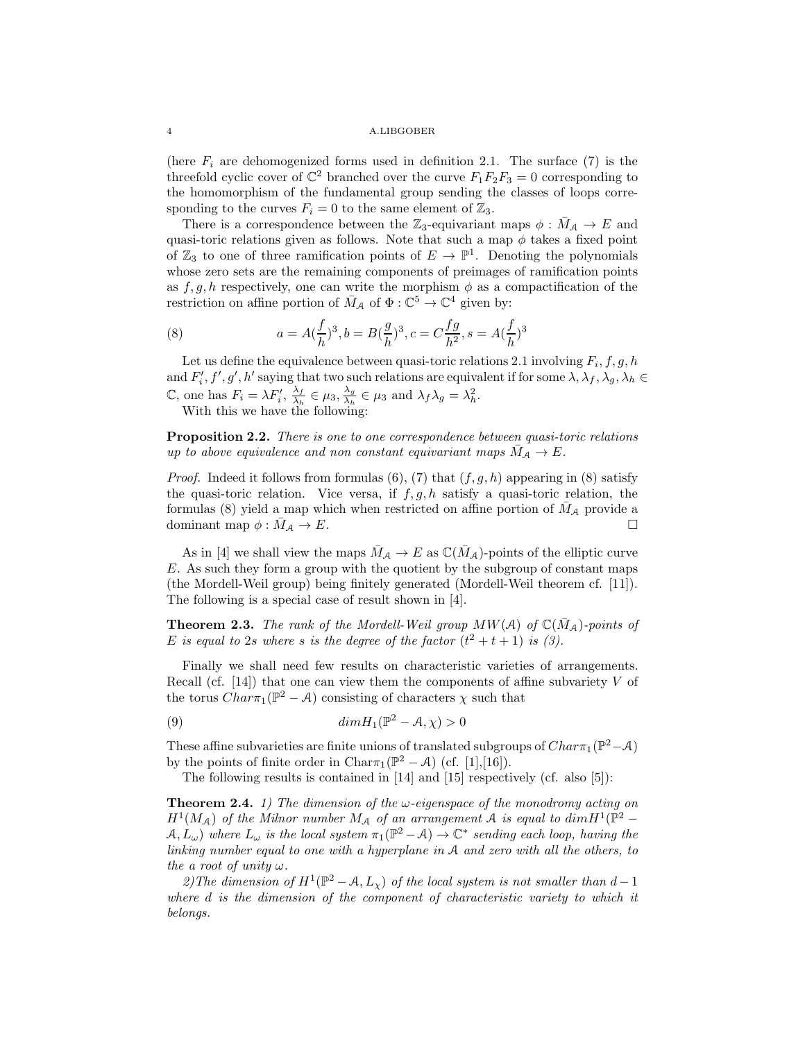(here $F_i$ are dehomogenized forms used in definition 2.1. The surface (7) is the threefold cyclic cover of $\mathbb{C}^2$ branched over the curve $F_1F_2F_3 = 0$ corresponding to the homomorphism of the fundamental group sending the classes of loops corresponding to the curves $F_i = 0$ to the same element of $\mathbb{Z}_3$.

There is a correspondence between the $\mathbb{Z}_3$-equivariant maps $\phi : \bar{M}_{\mathcal{A}} \to E$ and quasi-toric relations given as follows. Note that such a map $\phi$ takes a fixed point of $\mathbb{Z}_3$ to one of three ramification points of $E \to \mathbb{P}^1$. Denoting the polynomials whose zero sets are the remaining components of preimages of ramification points as $f, g, h$ respectively, one can write the morphism $\phi$ as a compactification of the restriction on affine portion of $\bar{M}_{\mathcal{A}}$ of $\Phi : \mathbb{C}^5 \to \mathbb{C}^4$ given by:

$$a = A(\frac{f}{h})^3, b = B(\frac{g}{h})^3, c = C\frac{fg}{h^2}, s = A(\frac{f}{h})^3 \tag{8}$$

Let us define the equivalence between quasi-toric relations 2.1 involving $F_i, f, g, h$ and $F_i', f', g', h'$ saying that two such relations are equivalent if for some $\lambda, \lambda_f, \lambda_g, \lambda_h \in \mathbb{C}$, one has $F_i = \lambda F_i'$, $\frac{\lambda_f}{\lambda_h} \in \mu_3$, $\frac{\lambda_g}{\lambda_h} \in \mu_3$ and $\lambda_f \lambda_g = \lambda_h^2$.

With this we have the following:

**Proposition 2.2.** *There is one to one correspondence between quasi-toric relations up to above equivalence and non constant equivariant maps $\bar{M}_{\mathcal{A}} \to E$.*

*Proof.* Indeed it follows from formulas (6), (7) that $(f, g, h)$ appearing in (8) satisfy the quasi-toric relation. Vice versa, if $f, g, h$ satisfy a quasi-toric relation, the formulas (8) yield a map which when restricted on affine portion of $\bar{M}_{\mathcal{A}}$ provide a dominant map $\phi : \bar{M}_{\mathcal{A}} \to E$. □

As in [4] we shall view the maps $\bar{M}_{\mathcal{A}} \to E$ as $\mathbb{C}(\bar{M}_{\mathcal{A}})$-points of the elliptic curve $E$. As such they form a group with the quotient by the subgroup of constant maps (the Mordell-Weil group) being finitely generated (Mordell-Weil theorem cf. [11]). The following is a special case of result shown in [4].

**Theorem 2.3.** *The rank of the Mordell-Weil group $MW(\mathcal{A})$ of $\mathbb{C}(\bar{M}_{\mathcal{A}})$-points of $E$ is equal to $2s$ where $s$ is the degree of the factor $(t^2 + t + 1)$ is (3).*

Finally we shall need few results on characteristic varieties of arrangements. Recall (cf. [14]) that one can view them the components of affine subvariety $V$ of the torus $Char\pi_1(\mathbb{P}^2 - \mathcal{A})$ consisting of characters $\chi$ such that

$$dim H_1(\mathbb{P}^2 - \mathcal{A}, \chi) > 0 \tag{9}$$

These affine subvarieties are finite unions of translated subgroups of $Char\pi_1(\mathbb{P}^2 - \mathcal{A})$ by the points of finite order in $\mathrm{Char}\pi_1(\mathbb{P}^2 - \mathcal{A})$ (cf. [1],[16]).

The following results is contained in [14] and [15] respectively (cf. also [5]):

**Theorem 2.4.** *1) The dimension of the $\omega$-eigenspace of the monodromy acting on $H^1(M_{\mathcal{A}})$ of the Milnor number $M_{\mathcal{A}}$ of an arrangement $\mathcal{A}$ is equal to $dim H^1(\mathbb{P}^2 - \mathcal{A}, L_\omega)$ where $L_\omega$ is the local system $\pi_1(\mathbb{P}^2 - \mathcal{A}) \to \mathbb{C}^*$ sending each loop, having the linking number equal to one with a hyperplane in $\mathcal{A}$ and zero with all the others, to the a root of unity $\omega$.*

*2)The dimension of $H^1(\mathbb{P}^2 - \mathcal{A}, L_\chi)$ of the local system is not smaller than $d - 1$ where $d$ is the dimension of the component of characteristic variety to which it belongs.*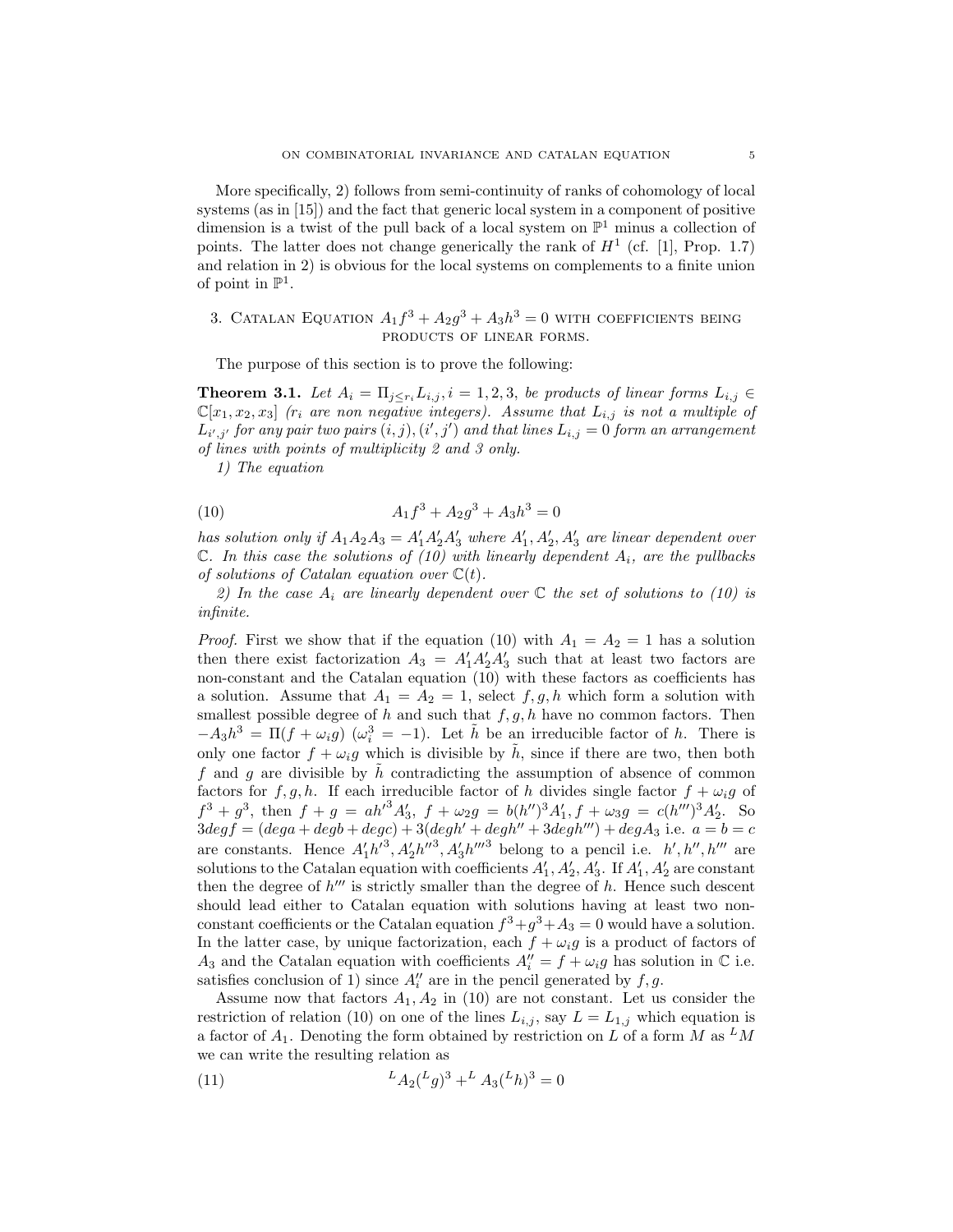More specifically, 2) follows from semi-continuity of ranks of cohomology of local systems (as in [15]) and the fact that generic local system in a component of positive dimension is a twist of the pull back of a local system on $\mathbb{P}^1$ minus a collection of points. The latter does not change generically the rank of $H^1$ (cf. [1], Prop. 1.7) and relation in 2) is obvious for the local systems on complements to a finite union of point in $\mathbb{P}^1$.

## 3. Catalan Equation $A_1 f^3 + A_2 g^3 + A_3 h^3 = 0$ with coefficients being products of linear forms.

The purpose of this section is to prove the following:

**Theorem 3.1.** *Let $A_i = \Pi_{j \le r_i} L_{i,j}, i = 1,2,3$, be products of linear forms $L_{i,j} \in \mathbb{C}[x_1, x_2, x_3]$ ($r_i$ are non negative integers). Assume that $L_{i,j}$ is not a multiple of $L_{i',j'}$ for any pair two pairs $(i,j), (i',j')$ and that lines $L_{i,j} = 0$ form an arrangement of lines with points of multiplicity 2 and 3 only.*

*1) The equation*

$$A_1 f^3 + A_2 g^3 + A_3 h^3 = 0 \tag{10}$$

*has solution only if $A_1 A_2 A_3 = A_1' A_2' A_3'$ where $A_1', A_2', A_3'$ are linear dependent over $\mathbb{C}$. In this case the solutions of (10) with linearly dependent $A_i$, are the pullbacks of solutions of Catalan equation over $\mathbb{C}(t)$.*

*2) In the case $A_i$ are linearly dependent over $\mathbb{C}$ the set of solutions to (10) is infinite.*

*Proof.* First we show that if the equation (10) with $A_1 = A_2 = 1$ has a solution then there exist factorization $A_3 = A_1' A_2' A_3'$ such that at least two factors are non-constant and the Catalan equation (10) with these factors as coefficients has a solution. Assume that $A_1 = A_2 = 1$, select $f, g, h$ which form a solution with smallest possible degree of $h$ and such that $f, g, h$ have no common factors. Then $-A_3 h^3 = \Pi(f + \omega_i g)$ ($\omega_i^3 = -1$). Let $\tilde{h}$ be an irreducible factor of $h$. There is only one factor $f + \omega_i g$ which is divisible by $\tilde{h}$, since if there are two, then both $f$ and $g$ are divisible by $\tilde{h}$ contradicting the assumption of absence of common factors for $f, g, h$. If each irreducible factor of $h$ divides single factor $f + \omega_i g$ of $f^3 + g^3$, then $f + g = a h'^3 A_3'$, $f + \omega_2 g = b(h'')^3 A_1'$, $f + \omega_3 g = c(h''')^3 A_2'$. So $3 deg f = (deg a + deg b + deg c) + 3(deg h' + deg h'' + 3 deg h''') + deg A_3$ i.e. $a = b = c$ are constants. Hence $A_1' h'^3, A_2' h''^3, A_3' h'''^3$ belong to a pencil i.e. $h', h'', h'''$ are solutions to the Catalan equation with coefficients $A_1', A_2', A_3'$. If $A_1', A_2'$ are constant then the degree of $h'''$ is strictly smaller than the degree of $h$. Hence such descent should lead either to Catalan equation with solutions having at least two non-constant coefficients or the Catalan equation $f^3 + g^3 + A_3 = 0$ would have a solution. In the latter case, by unique factorization, each $f + \omega_i g$ is a product of factors of $A_3$ and the Catalan equation with coefficients $A_i'' = f + \omega_i g$ has solution in $\mathbb{C}$ i.e. satisfies conclusion of 1) since $A_i''$ are in the pencil generated by $f, g$.

Assume now that factors $A_1, A_2$ in (10) are not constant. Let us consider the restriction of relation (10) on one of the lines $L_{i,j}$, say $L = L_{1,j}$ which equation is a factor of $A_1$. Denoting the form obtained by restriction on $L$ of a form $M$ as ${}^L M$ we can write the resulting relation as

$${}^L A_2 ({}^L g)^3 + {}^L A_3 ({}^L h)^3 = 0 \tag{11}$$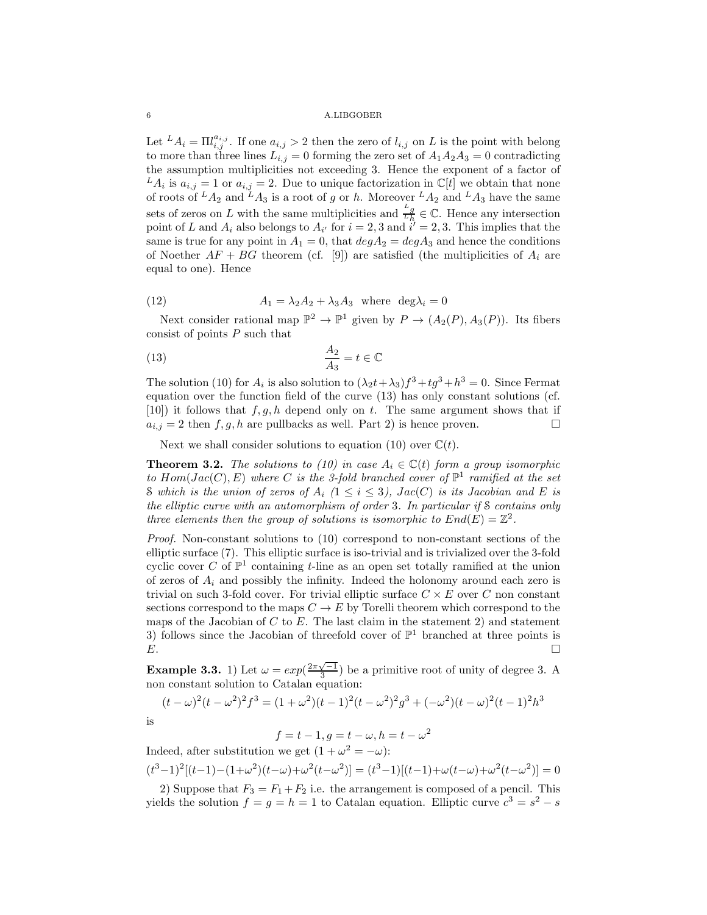Let ${}^LA_i = \Pi l_{i,j}^{a_{i,j}}$. If one $a_{i,j} > 2$ then the zero of $l_{i,j}$ on $L$ is the point with belong to more than three lines $L_{i,j} = 0$ forming the zero set of $A_1A_2A_3 = 0$ contradicting the assumption multiplicities not exceeding 3. Hence the exponent of a factor of ${}^LA_i$ is $a_{i,j} = 1$ or $a_{i,j} = 2$. Due to unique factorization in $\mathbb{C}[t]$ we obtain that none of roots of ${}^LA_2$ and ${}^LA_3$ is a root of $g$ or $h$. Moreover ${}^LA_2$ and ${}^LA_3$ have the same sets of zeros on $L$ with the same multiplicities and $\frac{{}^Lg}{{}^Lh} \in \mathbb{C}$. Hence any intersection point of $L$ and $A_i$ also belongs to $A_{i'}$ for $i = 2, 3$ and $i' = 2, 3$. This implies that the same is true for any point in $A_1 = 0$, that $degA_2 = degA_3$ and hence the conditions of Noether $AF + BG$ theorem (cf. [9]) are satisfied (the multiplicities of $A_i$ are equal to one). Hence

$$A_1 = \lambda_2 A_2 + \lambda_3 A_3 \quad \text{where} \quad \deg\lambda_i = 0 \tag{12}$$

Next consider rational map $\mathbb{P}^2 \to \mathbb{P}^1$ given by $P \to (A_2(P), A_3(P))$. Its fibers consist of points $P$ such that

$$\frac{A_2}{A_3} = t \in \mathbb{C} \tag{13}$$

The solution (10) for $A_i$ is also solution to $(\lambda_2 t + \lambda_3)f^3 + tg^3 + h^3 = 0$. Since Fermat equation over the function field of the curve (13) has only constant solutions (cf. [10]) it follows that $f, g, h$ depend only on $t$. The same argument shows that if $a_{i,j} = 2$ then $f, g, h$ are pullbacks as well. Part 2) is hence proven. □

Next we shall consider solutions to equation (10) over $\mathbb{C}(t)$.

**Theorem 3.2.** *The solutions to (10) in case $A_i \in \mathbb{C}(t)$ form a group isomorphic to $Hom(Jac(C), E)$ where $C$ is the 3-fold branched cover of $\mathbb{P}^1$ ramified at the set $\mathcal{S}$ which is the union of zeros of $A_i$ ($1 \le i \le 3$), $Jac(C)$ is its Jacobian and $E$ is the elliptic curve with an automorphism of order 3. In particular if $\mathcal{S}$ contains only three elements then the group of solutions is isomorphic to $End(E) = \mathbb{Z}^2$.*

*Proof.* Non-constant solutions to (10) correspond to non-constant sections of the elliptic surface (7). This elliptic surface is iso-trivial and is trivialized over the 3-fold cyclic cover $C$ of $\mathbb{P}^1$ containing $t$-line as an open set totally ramified at the union of zeros of $A_i$ and possibly the infinity. Indeed the holonomy around each zero is trivial on such 3-fold cover. For trivial elliptic surface $C \times E$ over $C$ non constant sections correspond to the maps $C \to E$ by Torelli theorem which correspond to the maps of the Jacobian of $C$ to $E$. The last claim in the statement 2) and statement 3) follows since the Jacobian of threefold cover of $\mathbb{P}^1$ branched at three points is $E$. □

**Example 3.3.** 1) Let $\omega = exp(\frac{2\pi\sqrt{-1}}{3})$ be a primitive root of unity of degree 3. A non constant solution to Catalan equation:

$$(t-\omega)^2(t-\omega^2)^2 f^3 = (1+\omega^2)(t-1)^2(t-\omega^2)^2 g^3 + (-\omega^2)(t-\omega)^2(t-1)^2 h^3$$

is

$$f = t - 1, g = t - \omega, h = t - \omega^2$$

Indeed, after substitution we get $(1 + \omega^2 = -\omega)$:

$$(t^3-1)^2[(t-1)-(1+\omega^2)(t-\omega)+\omega^2(t-\omega^2)] = (t^3-1)[(t-1)+\omega(t-\omega)+\omega^2(t-\omega^2)] = 0$$

2) Suppose that $F_3 = F_1 + F_2$ i.e. the arrangement is composed of a pencil. This yields the solution $f = g = h = 1$ to Catalan equation. Elliptic curve $c^3 = s^2 - s$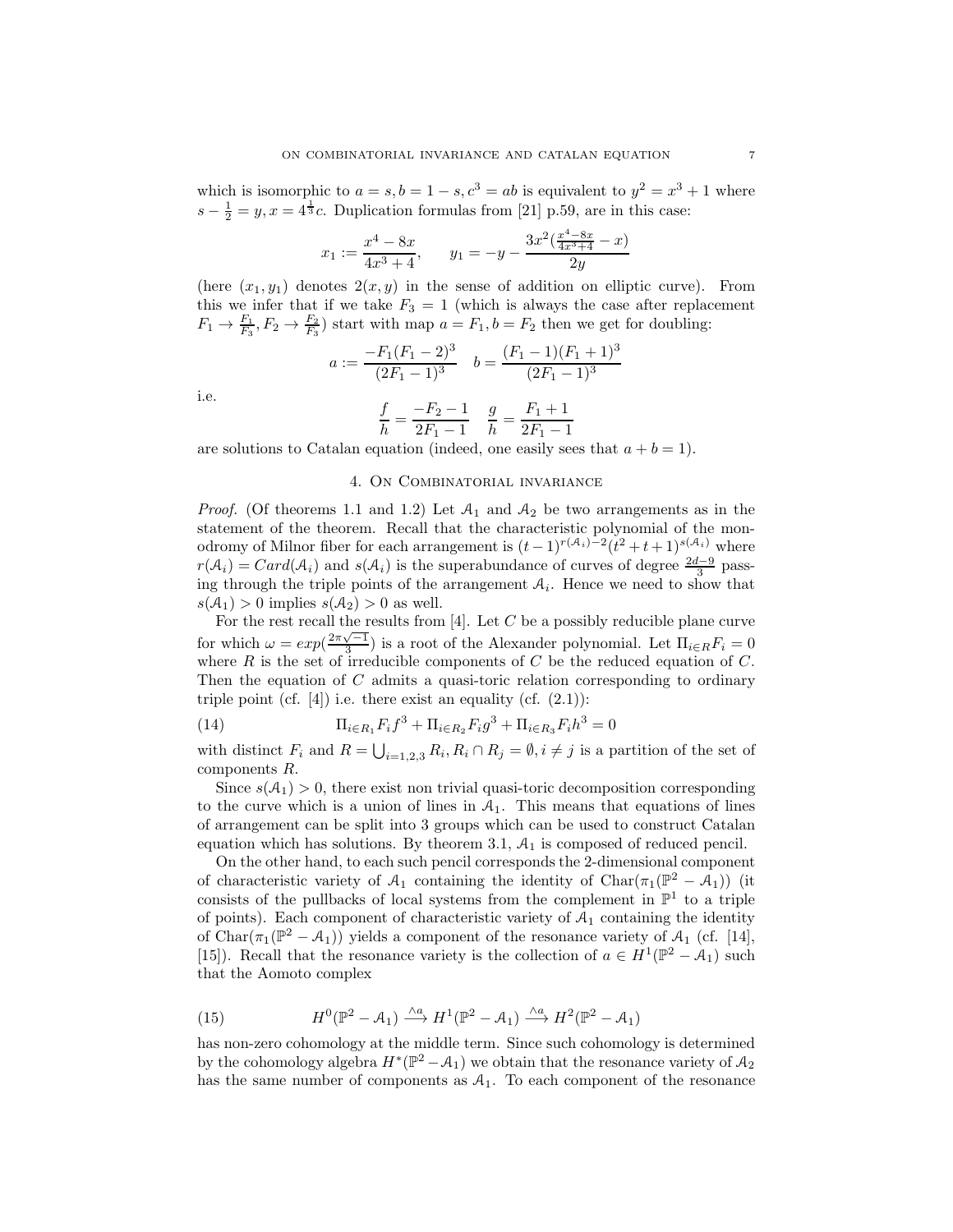which is isomorphic to $a = s, b = 1 - s, c^3 = ab$ is equivalent to $y^2 = x^3 + 1$ where $s - \frac{1}{2} = y, x = 4^{\frac{1}{3}}c$. Duplication formulas from [21] p.59, are in this case:

$$x_1 := \frac{x^4 - 8x}{4x^3 + 4}, \qquad y_1 = -y - \frac{3x^2(\frac{x^4-8x}{4x^3+4} - x)}{2y}$$

(here $(x_1, y_1)$ denotes $2(x, y)$ in the sense of addition on elliptic curve). From this we infer that if we take $F_3 = 1$ (which is always the case after replacement $F_1 \to \frac{F_1}{F_3}, F_2 \to \frac{F_2}{F_3}$) start with map $a = F_1, b = F_2$ then we get for doubling:

$$a := \frac{-F_1(F_1 - 2)^3}{(2F_1 - 1)^3} \quad b = \frac{(F_1 - 1)(F_1 + 1)^3}{(2F_1 - 1)^3}$$

i.e.

$$\frac{f}{h} = \frac{-F_2 - 1}{2F_1 - 1} \quad \frac{g}{h} = \frac{F_1 + 1}{2F_1 - 1}$$

are solutions to Catalan equation (indeed, one easily sees that $a + b = 1$).

## 4. On Combinatorial invariance

*Proof.* (Of theorems 1.1 and 1.2) Let $\mathcal{A}_1$ and $\mathcal{A}_2$ be two arrangements as in the statement of the theorem. Recall that the characteristic polynomial of the monodromy of Milnor fiber for each arrangement is $(t-1)^{r(\mathcal{A}_i)-2}(t^2+t+1)^{s(\mathcal{A}_i)}$ where $r(\mathcal{A}_i) = Card(\mathcal{A}_i)$ and $s(\mathcal{A}_i)$ is the superabundance of curves of degree $\frac{2d-9}{3}$ passing through the triple points of the arrangement $\mathcal{A}_i$. Hence we need to show that $s(\mathcal{A}_1) > 0$ implies $s(\mathcal{A}_2) > 0$ as well.

For the rest recall the results from [4]. Let $C$ be a possibly reducible plane curve for which $\omega = exp(\frac{2\pi\sqrt{-1}}{3})$ is a root of the Alexander polynomial. Let $\Pi_{i \in R} F_i = 0$ where $R$ is the set of irreducible components of $C$ be the reduced equation of $C$. Then the equation of $C$ admits a quasi-toric relation corresponding to ordinary triple point (cf. [4]) i.e. there exist an equality (cf. (2.1)):

$$\Pi_{i \in R_1} F_i f^3 + \Pi_{i \in R_2} F_i g^3 + \Pi_{i \in R_3} F_i h^3 = 0 \tag{14}$$

with distinct $F_i$ and $R = \bigcup_{i=1,2,3} R_i, R_i \cap R_j = \emptyset, i \neq j$ is a partition of the set of components $R$.

Since $s(\mathcal{A}_1) > 0$, there exist non trivial quasi-toric decomposition corresponding to the curve which is a union of lines in $\mathcal{A}_1$. This means that equations of lines of arrangement can be split into 3 groups which can be used to construct Catalan equation which has solutions. By theorem 3.1, $\mathcal{A}_1$ is composed of reduced pencil.

On the other hand, to each such pencil corresponds the 2-dimensional component of characteristic variety of $\mathcal{A}_1$ containing the identity of $\text{Char}(\pi_1(\mathbb{P}^2 - \mathcal{A}_1))$ (it consists of the pullbacks of local systems from the complement in $\mathbb{P}^1$ to a triple of points). Each component of characteristic variety of $\mathcal{A}_1$ containing the identity of $\text{Char}(\pi_1(\mathbb{P}^2 - \mathcal{A}_1))$ yields a component of the resonance variety of $\mathcal{A}_1$ (cf. [14], [15]). Recall that the resonance variety is the collection of $a \in H^1(\mathbb{P}^2 - \mathcal{A}_1)$ such that the Aomoto complex

$$H^0(\mathbb{P}^2 - \mathcal{A}_1) \xrightarrow{\wedge a} H^1(\mathbb{P}^2 - \mathcal{A}_1) \xrightarrow{\wedge a} H^2(\mathbb{P}^2 - \mathcal{A}_1) \tag{15}$$

has non-zero cohomology at the middle term. Since such cohomology is determined by the cohomology algebra $H^*(\mathbb{P}^2 - \mathcal{A}_1)$ we obtain that the resonance variety of $\mathcal{A}_2$ has the same number of components as $\mathcal{A}_1$. To each component of the resonance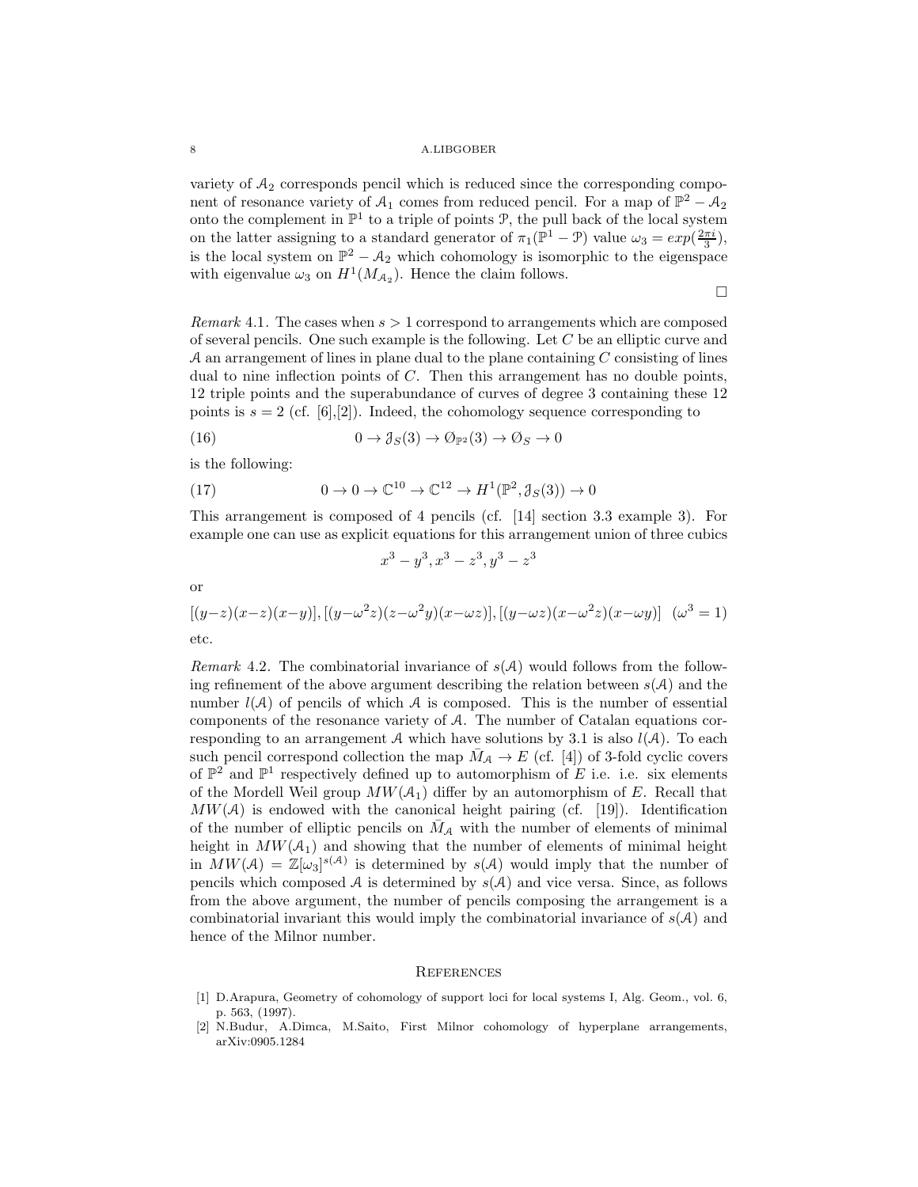variety of $\mathcal{A}_2$ corresponds pencil which is reduced since the corresponding component of resonance variety of $\mathcal{A}_1$ comes from reduced pencil. For a map of $\mathbb{P}^2 - \mathcal{A}_2$ onto the complement in $\mathbb{P}^1$ to a triple of points $\mathcal{P}$, the pull back of the local system on the latter assigning to a standard generator of $\pi_1(\mathbb{P}^1 - \mathcal{P})$ value $\omega_3 = exp(\frac{2\pi i}{3})$, is the local system on $\mathbb{P}^2 - \mathcal{A}_2$ which cohomology is isomorphic to the eigenspace with eigenvalue $\omega_3$ on $H^1(M_{\mathcal{A}_2})$. Hence the claim follows.

□

*Remark* 4.1. The cases when $s > 1$ correspond to arrangements which are composed of several pencils. One such example is the following. Let $C$ be an elliptic curve and $\mathcal{A}$ an arrangement of lines in plane dual to the plane containing $C$ consisting of lines dual to nine inflection points of $C$. Then this arrangement has no double points, 12 triple points and the superabundance of curves of degree 3 containing these 12 points is $s = 2$ (cf. [6],[2]). Indeed, the cohomology sequence corresponding to

$$0 \to \mathcal{J}_S(3) \to \mathcal{O}_{\mathbb{P}^2}(3) \to \mathcal{O}_S \to 0 \tag{16}$$

is the following:

$$0 \to 0 \to \mathbb{C}^{10} \to \mathbb{C}^{12} \to H^1(\mathbb{P}^2, \mathcal{J}_S(3)) \to 0 \tag{17}$$

This arrangement is composed of 4 pencils (cf. [14] section 3.3 example 3). For example one can use as explicit equations for this arrangement union of three cubics

$$x^3 - y^3, x^3 - z^3, y^3 - z^3$$

or

$$[(y-z)(x-z)(x-y)], [(y-\omega^2 z)(z-\omega^2 y)(x-\omega z)], [(y-\omega z)(x-\omega^2 z)(x-\omega y)] \quad (\omega^3 = 1)$$

etc.

*Remark* 4.2. The combinatorial invariance of $s(\mathcal{A})$ would follows from the following refinement of the above argument describing the relation between $s(\mathcal{A})$ and the number $l(\mathcal{A})$ of pencils of which $\mathcal{A}$ is composed. This is the number of essential components of the resonance variety of $\mathcal{A}$. The number of Catalan equations corresponding to an arrangement $\mathcal{A}$ which have solutions by 3.1 is also $l(\mathcal{A})$. To each such pencil correspond collection the map $\bar{M}_{\mathcal{A}} \to E$ (cf. [4]) of 3-fold cyclic covers of $\mathbb{P}^2$ and $\mathbb{P}^1$ respectively defined up to automorphism of $E$ i.e. i.e. six elements of the Mordell Weil group $MW(\mathcal{A}_1)$ differ by an automorphism of $E$. Recall that $MW(\mathcal{A})$ is endowed with the canonical height pairing (cf. [19]). Identification of the number of elliptic pencils on $\bar{M}_{\mathcal{A}}$ with the number of elements of minimal height in $MW(\mathcal{A}_1)$ and showing that the number of elements of minimal height in $MW(\mathcal{A}) = \mathbb{Z}[\omega_3]^{s(\mathcal{A})}$ is determined by $s(\mathcal{A})$ would imply that the number of pencils which composed $\mathcal{A}$ is determined by $s(\mathcal{A})$ and vice versa. Since, as follows from the above argument, the number of pencils composing the arrangement is a combinatorial invariant this would imply the combinatorial invariance of $s(\mathcal{A})$ and hence of the Milnor number.

## References

[1] D.Arapura, Geometry of cohomology of support loci for local systems I, Alg. Geom., vol. 6, p. 563, (1997).

[2] N.Budur, A.Dimca, M.Saito, First Milnor cohomology of hyperplane arrangements, arXiv:0905.1284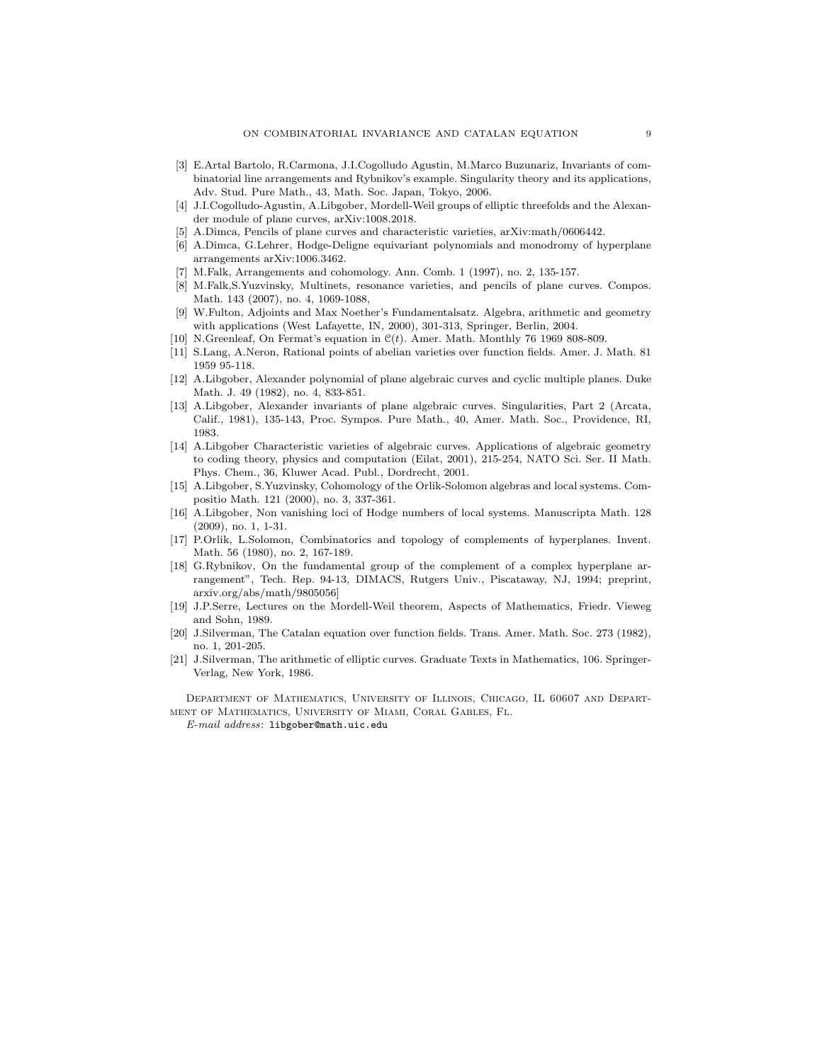[3] E.Artal Bartolo, R.Carmona, J.I.Cogolludo Agustin, M.Marco Buzunariz, Invariants of combinatorial line arrangements and Rybnikov's example. Singularity theory and its applications, Adv. Stud. Pure Math., 43, Math. Soc. Japan, Tokyo, 2006.

[4] J.I.Cogolludo-Agustin, A.Libgober, Mordell-Weil groups of elliptic threefolds and the Alexander module of plane curves, arXiv:1008.2018.

[5] A.Dimca, Pencils of plane curves and characteristic varieties, arXiv:math/0606442.

[6] A.Dimca, G.Lehrer, Hodge-Deligne equivariant polynomials and monodromy of hyperplane arrangements arXiv:1006.3462.

[7] M.Falk, Arrangements and cohomology. Ann. Comb. 1 (1997), no. 2, 135-157.

[8] M.Falk,S.Yuzvinsky, Multinets, resonance varieties, and pencils of plane curves. Compos. Math. 143 (2007), no. 4, 1069-1088,

[9] W.Fulton, Adjoints and Max Noether's Fundamentalsatz. Algebra, arithmetic and geometry with applications (West Lafayette, IN, 2000), 301-313, Springer, Berlin, 2004.

[10] N.Greenleaf, On Fermat's equation in $\mathcal{C}(t)$. Amer. Math. Monthly 76 1969 808-809.

[11] S.Lang, A.Neron, Rational points of abelian varieties over function fields. Amer. J. Math. 81 1959 95-118.

[12] A.Libgober, Alexander polynomial of plane algebraic curves and cyclic multiple planes. Duke Math. J. 49 (1982), no. 4, 833-851.

[13] A.Libgober, Alexander invariants of plane algebraic curves. Singularities, Part 2 (Arcata, Calif., 1981), 135-143, Proc. Sympos. Pure Math., 40, Amer. Math. Soc., Providence, RI, 1983.

[14] A.Libgober Characteristic varieties of algebraic curves. Applications of algebraic geometry to coding theory, physics and computation (Eilat, 2001), 215-254, NATO Sci. Ser. II Math. Phys. Chem., 36, Kluwer Acad. Publ., Dordrecht, 2001.

[15] A.Libgober, S.Yuzvinsky, Cohomology of the Orlik-Solomon algebras and local systems. Compositio Math. 121 (2000), no. 3, 337-361.

[16] A.Libgober, Non vanishing loci of Hodge numbers of local systems. Manuscripta Math. 128 (2009), no. 1, 1-31.

[17] P.Orlik, L.Solomon, Combinatorics and topology of complements of hyperplanes. Invent. Math. 56 (1980), no. 2, 167-189.

[18] G.Rybnikov, On the fundamental group of the complement of a complex hyperplane arrangement", Tech. Rep. 94-13, DIMACS, Rutgers Univ., Piscataway, NJ, 1994; preprint, arxiv.org/abs/math/9805056]

[19] J.P.Serre, Lectures on the Mordell-Weil theorem, Aspects of Mathematics, Friedr. Vieweg and Sohn, 1989.

[20] J.Silverman, The Catalan equation over function fields. Trans. Amer. Math. Soc. 273 (1982), no. 1, 201-205.

[21] J.Silverman, The arithmetic of elliptic curves. Graduate Texts in Mathematics, 106. Springer-Verlag, New York, 1986.

Department of Mathematics, University of Illinois, Chicago, IL 60607 and Department of Mathematics, University of Miami, Coral Gables, Fl.

*E-mail address*: libgober@math.uic.edu